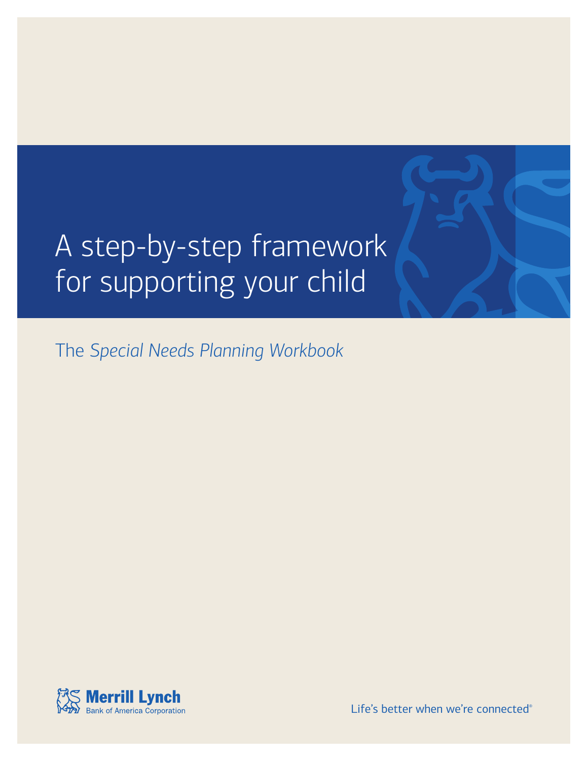# A step-by-step framework for supporting your child

The *Special Needs Planning Workbook*

Merrill Lynch
Bank of America Corporation

Life's better when we're connected®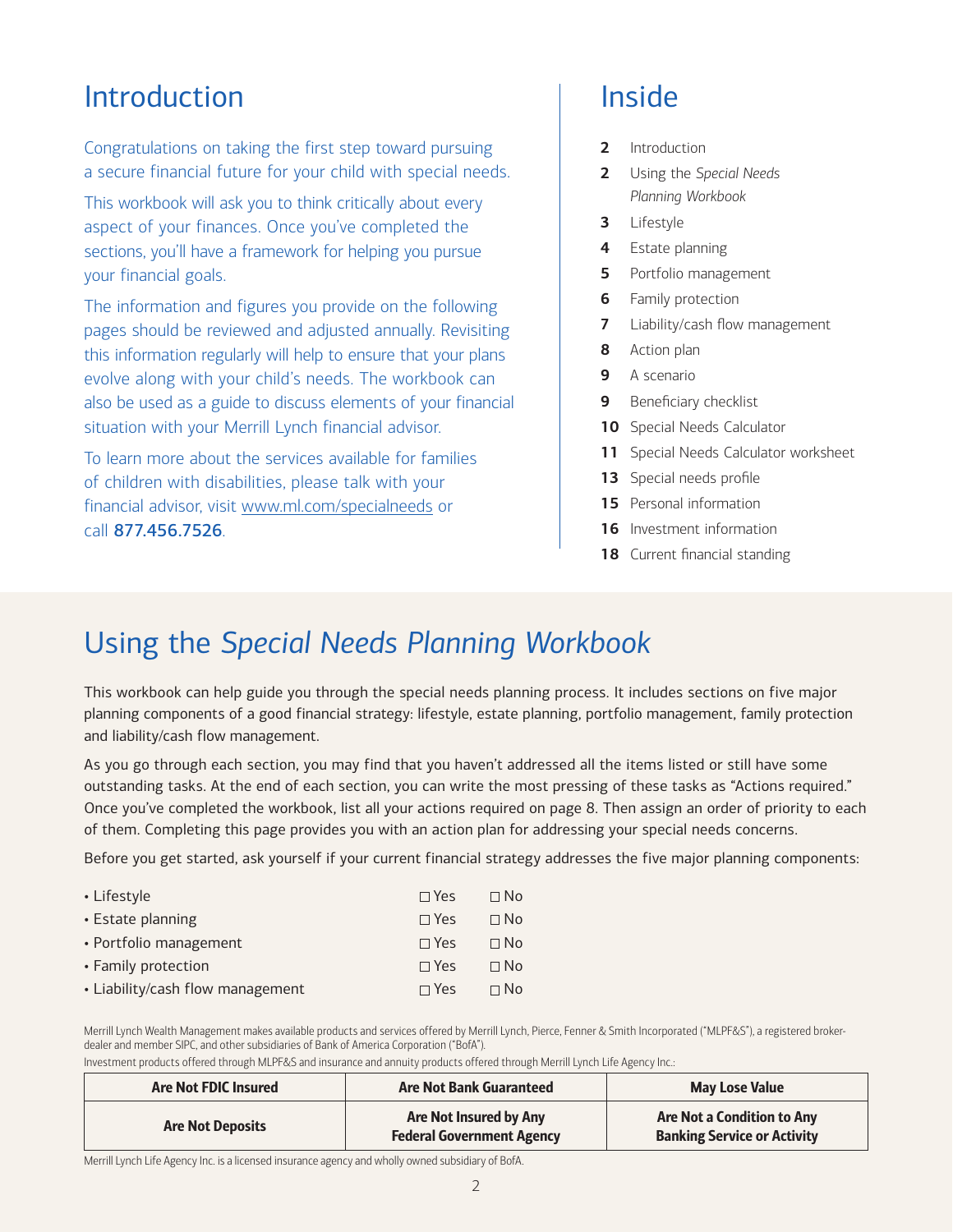## Introduction

Congratulations on taking the first step toward pursuing a secure financial future for your child with special needs.

This workbook will ask you to think critically about every aspect of your finances. Once you've completed the sections, you'll have a framework for helping you pursue your financial goals.

The information and figures you provide on the following pages should be reviewed and adjusted annually. Revisiting this information regularly will help to ensure that your plans evolve along with your child's needs. The workbook can also be used as a guide to discuss elements of your financial situation with your Merrill Lynch financial advisor.

To learn more about the services available for families of children with disabilities, please talk with your financial advisor, visit www.ml.com/specialneeds or call **877.456.7526**.

## Inside

- **2** Introduction
- **2** Using the *Special Needs Planning Workbook*
- **3** Lifestyle
- **4** Estate planning
- **5** Portfolio management
- **6** Family protection
- **7** Liability/cash flow management
- **8** Action plan
- **9** A scenario
- **9** Beneficiary checklist
- **10** Special Needs Calculator
- **11** Special Needs Calculator worksheet
- **13** Special needs profile
- **15** Personal information
- **16** Investment information
- **18** Current financial standing

## Using the *Special Needs Planning Workbook*

This workbook can help guide you through the special needs planning process. It includes sections on five major planning components of a good financial strategy: lifestyle, estate planning, portfolio management, family protection and liability/cash flow management.

As you go through each section, you may find that you haven't addressed all the items listed or still have some outstanding tasks. At the end of each section, you can write the most pressing of these tasks as "Actions required." Once you've completed the workbook, list all your actions required on page 8. Then assign an order of priority to each of them. Completing this page provides you with an action plan for addressing your special needs concerns.

Before you get started, ask yourself if your current financial strategy addresses the five major planning components:

| | | |
|---|---|---|
| • Lifestyle | ☐ Yes | ☐ No |
| • Estate planning | ☐ Yes | ☐ No |
| • Portfolio management | ☐ Yes | ☐ No |
| • Family protection | ☐ Yes | ☐ No |
| • Liability/cash flow management | ☐ Yes | ☐ No |

Merrill Lynch Wealth Management makes available products and services offered by Merrill Lynch, Pierce, Fenner & Smith Incorporated ("MLPF&S"), a registered broker-dealer and member SIPC, and other subsidiaries of Bank of America Corporation ("BofA").

Investment products offered through MLPF&S and insurance and annuity products offered through Merrill Lynch Life Agency Inc.:

| Are Not FDIC Insured | Are Not Bank Guaranteed | May Lose Value |
|---|---|---|
| **Are Not Deposits** | **Are Not Insured by Any Federal Government Agency** | **Are Not a Condition to Any Banking Service or Activity** |

Merrill Lynch Life Agency Inc. is a licensed insurance agency and wholly owned subsidiary of BofA.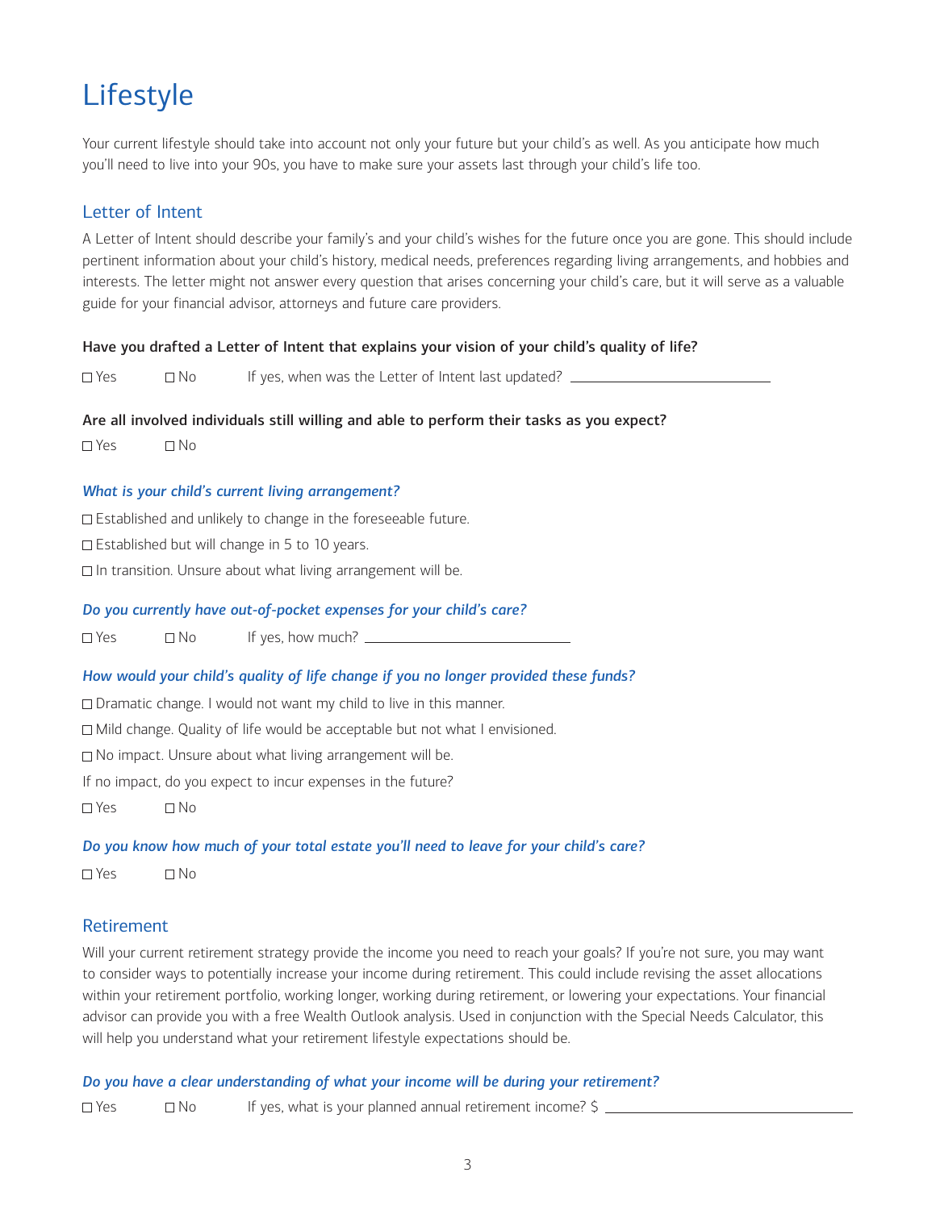# Lifestyle

Your current lifestyle should take into account not only your future but your child's as well. As you anticipate how much you'll need to live into your 90s, you have to make sure your assets last through your child's life too.

## Letter of Intent

A Letter of Intent should describe your family's and your child's wishes for the future once you are gone. This should include pertinent information about your child's history, medical needs, preferences regarding living arrangements, and hobbies and interests. The letter might not answer every question that arises concerning your child's care, but it will serve as a valuable guide for your financial advisor, attorneys and future care providers.

**Have you drafted a Letter of Intent that explains your vision of your child's quality of life?**

☐ Yes ☐ No If yes, when was the Letter of Intent last updated? ____________________

**Are all involved individuals still willing and able to perform their tasks as you expect?**

☐ Yes ☐ No

***What is your child's current living arrangement?***

☐ Established and unlikely to change in the foreseeable future.

☐ Established but will change in 5 to 10 years.

☐ In transition. Unsure about what living arrangement will be.

***Do you currently have out-of-pocket expenses for your child's care?***

☐ Yes ☐ No If yes, how much? ____________________

***How would your child's quality of life change if you no longer provided these funds?***

☐ Dramatic change. I would not want my child to live in this manner.

☐ Mild change. Quality of life would be acceptable but not what I envisioned.

☐ No impact. Unsure about what living arrangement will be.

If no impact, do you expect to incur expenses in the future?

☐ Yes ☐ No

***Do you know how much of your total estate you'll need to leave for your child's care?***

☐ Yes ☐ No

## Retirement

Will your current retirement strategy provide the income you need to reach your goals? If you're not sure, you may want to consider ways to potentially increase your income during retirement. This could include revising the asset allocations within your retirement portfolio, working longer, working during retirement, or lowering your expectations. Your financial advisor can provide you with a free Wealth Outlook analysis. Used in conjunction with the Special Needs Calculator, this will help you understand what your retirement lifestyle expectations should be.

***Do you have a clear understanding of what your income will be during your retirement?***

☐ Yes ☐ No If yes, what is your planned annual retirement income? $ ____________________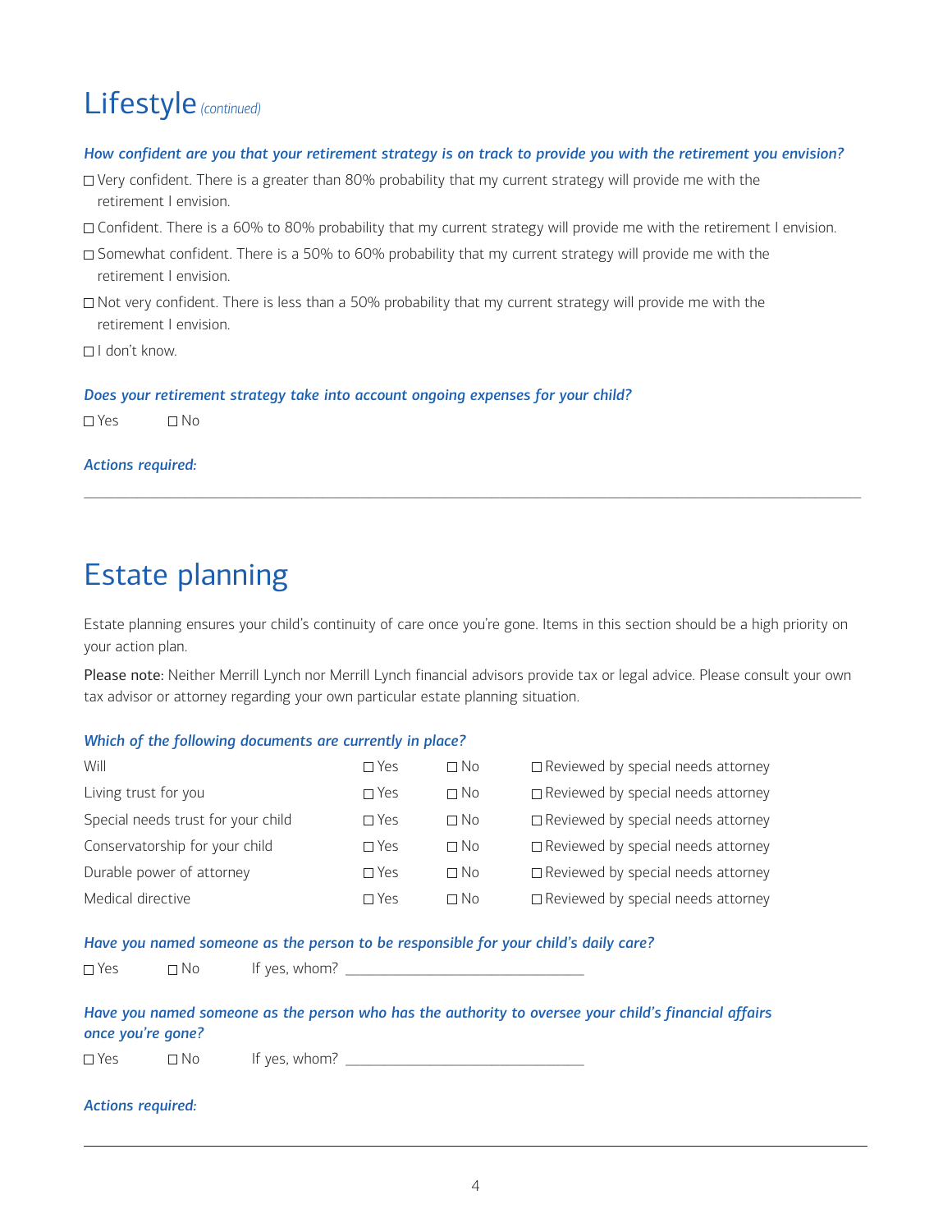# Lifestyle *(continued)*

***How confident are you that your retirement strategy is on track to provide you with the retirement you envision?***

☐ Very confident. There is a greater than 80% probability that my current strategy will provide me with the retirement I envision.

☐ Confident. There is a 60% to 80% probability that my current strategy will provide me with the retirement I envision.

☐ Somewhat confident. There is a 50% to 60% probability that my current strategy will provide me with the retirement I envision.

☐ Not very confident. There is less than a 50% probability that my current strategy will provide me with the retirement I envision.

☐ I don't know.

***Does your retirement strategy take into account ongoing expenses for your child?***

☐ Yes ☐ No

***Actions required:***

---

# Estate planning

Estate planning ensures your child's continuity of care once you're gone. Items in this section should be a high priority on your action plan.

Please note: Neither Merrill Lynch nor Merrill Lynch financial advisors provide tax or legal advice. Please consult your own tax advisor or attorney regarding your own particular estate planning situation.

***Which of the following documents are currently in place?***

| Document | Yes | No | Reviewed |
|---|---|---|---|
| Will | ☐ Yes | ☐ No | ☐ Reviewed by special needs attorney |
| Living trust for you | ☐ Yes | ☐ No | ☐ Reviewed by special needs attorney |
| Special needs trust for your child | ☐ Yes | ☐ No | ☐ Reviewed by special needs attorney |
| Conservatorship for your child | ☐ Yes | ☐ No | ☐ Reviewed by special needs attorney |
| Durable power of attorney | ☐ Yes | ☐ No | ☐ Reviewed by special needs attorney |
| Medical directive | ☐ Yes | ☐ No | ☐ Reviewed by special needs attorney |

***Have you named someone as the person to be responsible for your child's daily care?***

☐ Yes ☐ No If yes, whom? ______________________________

***Have you named someone as the person who has the authority to oversee your child's financial affairs once you're gone?***

☐ Yes ☐ No If yes, whom? ______________________________

***Actions required:***

---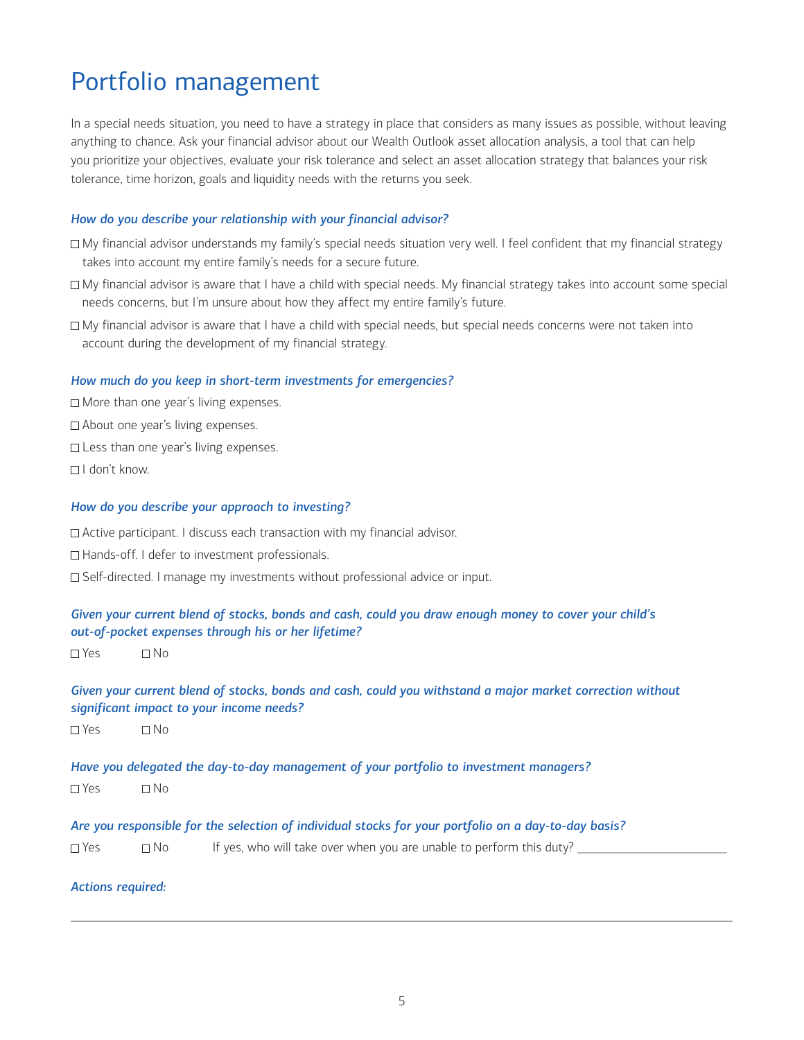# Portfolio management

In a special needs situation, you need to have a strategy in place that considers as many issues as possible, without leaving anything to chance. Ask your financial advisor about our Wealth Outlook asset allocation analysis, a tool that can help you prioritize your objectives, evaluate your risk tolerance and select an asset allocation strategy that balances your risk tolerance, time horizon, goals and liquidity needs with the returns you seek.

***How do you describe your relationship with your financial advisor?***

☐ My financial advisor understands my family's special needs situation very well. I feel confident that my financial strategy takes into account my entire family's needs for a secure future.

☐ My financial advisor is aware that I have a child with special needs. My financial strategy takes into account some special needs concerns, but I'm unsure about how they affect my entire family's future.

☐ My financial advisor is aware that I have a child with special needs, but special needs concerns were not taken into account during the development of my financial strategy.

***How much do you keep in short-term investments for emergencies?***

☐ More than one year's living expenses.

☐ About one year's living expenses.

☐ Less than one year's living expenses.

☐ I don't know.

***How do you describe your approach to investing?***

☐ Active participant. I discuss each transaction with my financial advisor.

☐ Hands-off. I defer to investment professionals.

☐ Self-directed. I manage my investments without professional advice or input.

***Given your current blend of stocks, bonds and cash, could you draw enough money to cover your child's out-of-pocket expenses through his or her lifetime?***

☐ Yes ☐ No

***Given your current blend of stocks, bonds and cash, could you withstand a major market correction without significant impact to your income needs?***

☐ Yes ☐ No

***Have you delegated the day-to-day management of your portfolio to investment managers?***

☐ Yes ☐ No

***Are you responsible for the selection of individual stocks for your portfolio on a day-to-day basis?***

☐ Yes ☐ No If yes, who will take over when you are unable to perform this duty? ______________________

***Actions required:***

______________________________________________________________________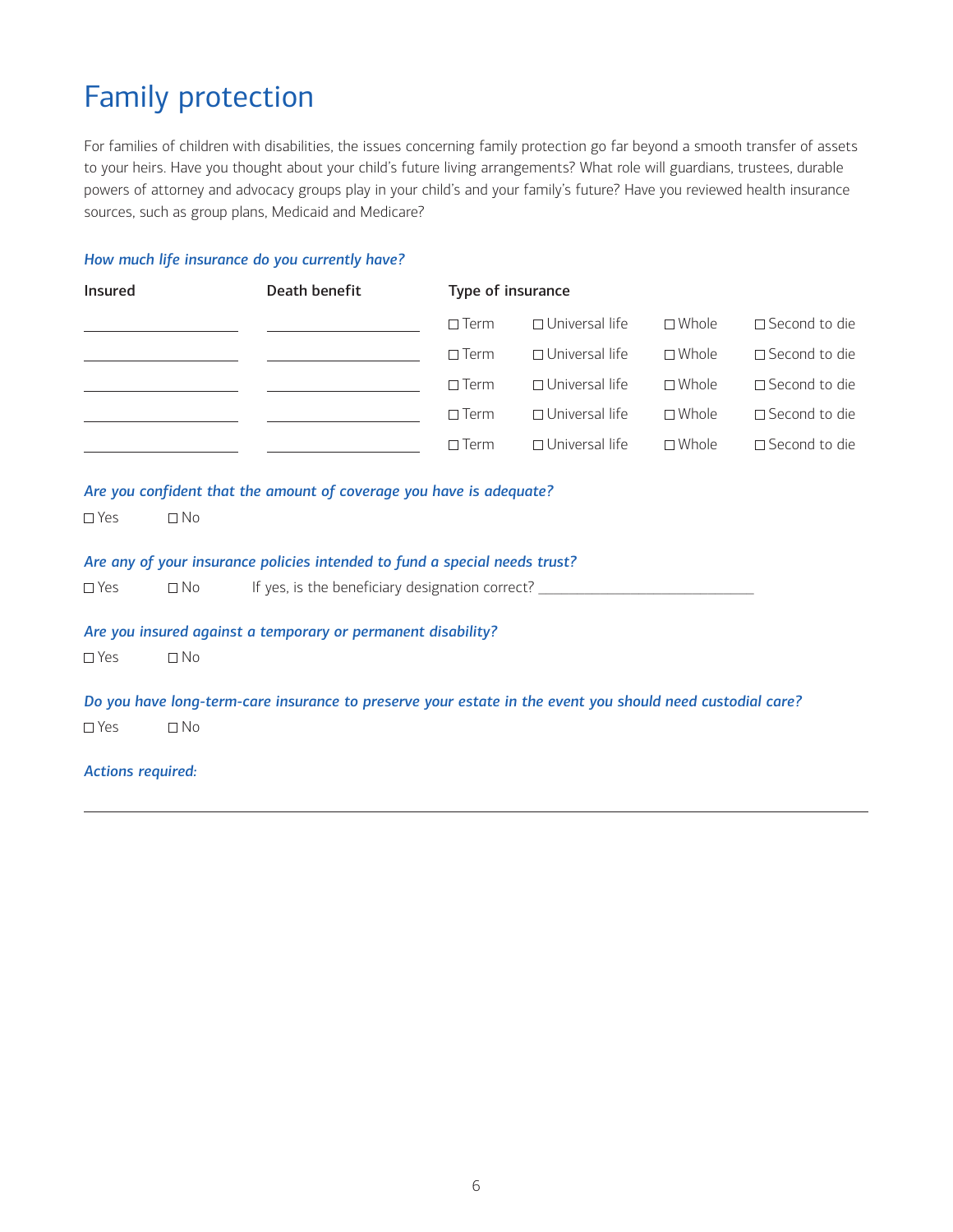# Family protection

For families of children with disabilities, the issues concerning family protection go far beyond a smooth transfer of assets to your heirs. Have you thought about your child's future living arrangements? What role will guardians, trustees, durable powers of attorney and advocacy groups play in your child's and your family's future? Have you reviewed health insurance sources, such as group plans, Medicaid and Medicare?

***How much life insurance do you currently have?***

| Insured | Death benefit | Type of insurance | | | |
|---|---|---|---|---|---|
| ____________ | ____________ | ☐ Term | ☐ Universal life | ☐ Whole | ☐ Second to die |
| ____________ | ____________ | ☐ Term | ☐ Universal life | ☐ Whole | ☐ Second to die |
| ____________ | ____________ | ☐ Term | ☐ Universal life | ☐ Whole | ☐ Second to die |
| ____________ | ____________ | ☐ Term | ☐ Universal life | ☐ Whole | ☐ Second to die |
| ____________ | ____________ | ☐ Term | ☐ Universal life | ☐ Whole | ☐ Second to die |

***Are you confident that the amount of coverage you have is adequate?***

☐ Yes ☐ No

***Are any of your insurance policies intended to fund a special needs trust?***

☐ Yes ☐ No If yes, is the beneficiary designation correct? ____________________

***Are you insured against a temporary or permanent disability?***

☐ Yes ☐ No

***Do you have long-term-care insurance to preserve your estate in the event you should need custodial care?***

☐ Yes ☐ No

***Actions required:***

______________________________________________________________________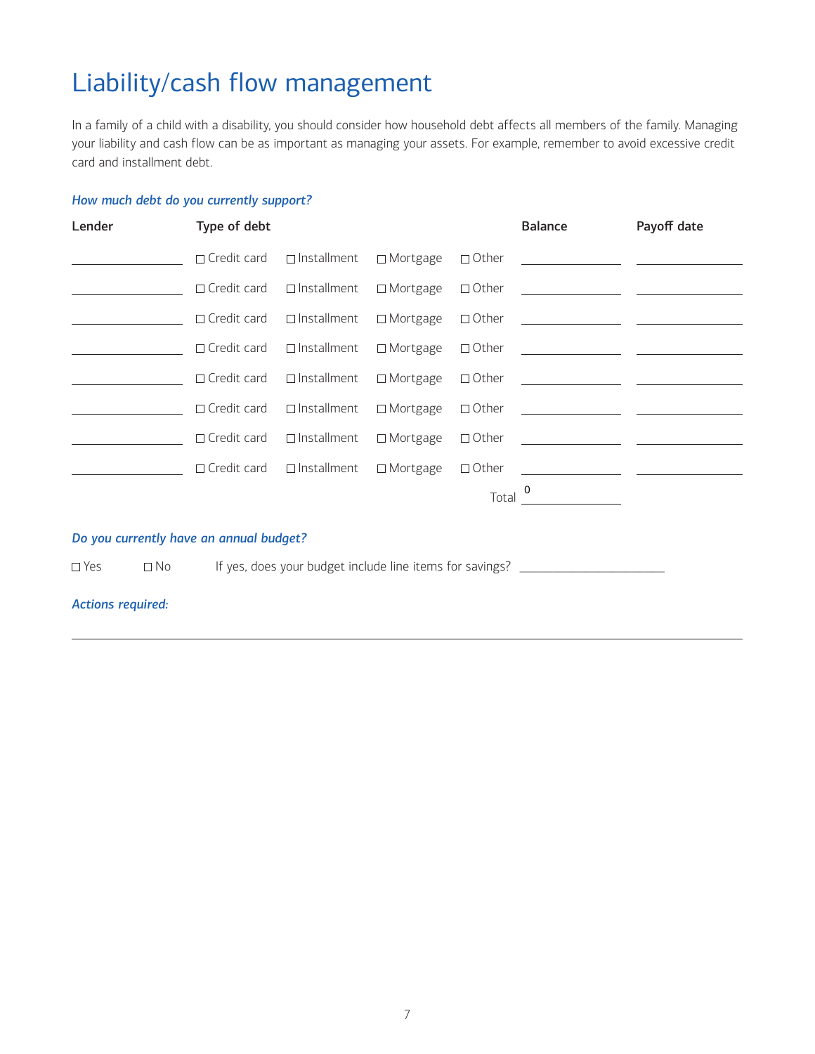# Liability/cash flow management

In a family of a child with a disability, you should consider how household debt affects all members of the family. Managing your liability and cash flow can be as important as managing your assets. For example, remember to avoid excessive credit card and installment debt.

***How much debt do you currently support?***

| Lender | Type of debt | | | | Balance | Payoff date |
|---|---|---|---|---|---|---|
| | ☐ Credit card | ☐ Installment | ☐ Mortgage | ☐ Other | | |
| | ☐ Credit card | ☐ Installment | ☐ Mortgage | ☐ Other | | |
| | ☐ Credit card | ☐ Installment | ☐ Mortgage | ☐ Other | | |
| | ☐ Credit card | ☐ Installment | ☐ Mortgage | ☐ Other | | |
| | ☐ Credit card | ☐ Installment | ☐ Mortgage | ☐ Other | | |
| | ☐ Credit card | ☐ Installment | ☐ Mortgage | ☐ Other | | |
| | ☐ Credit card | ☐ Installment | ☐ Mortgage | ☐ Other | | |
| | ☐ Credit card | ☐ Installment | ☐ Mortgage | ☐ Other | | |
| | | | | Total | 0 | |

***Do you currently have an annual budget?***

☐ Yes ☐ No If yes, does your budget include line items for savings? ______________

***Actions required:***

_______________________________________________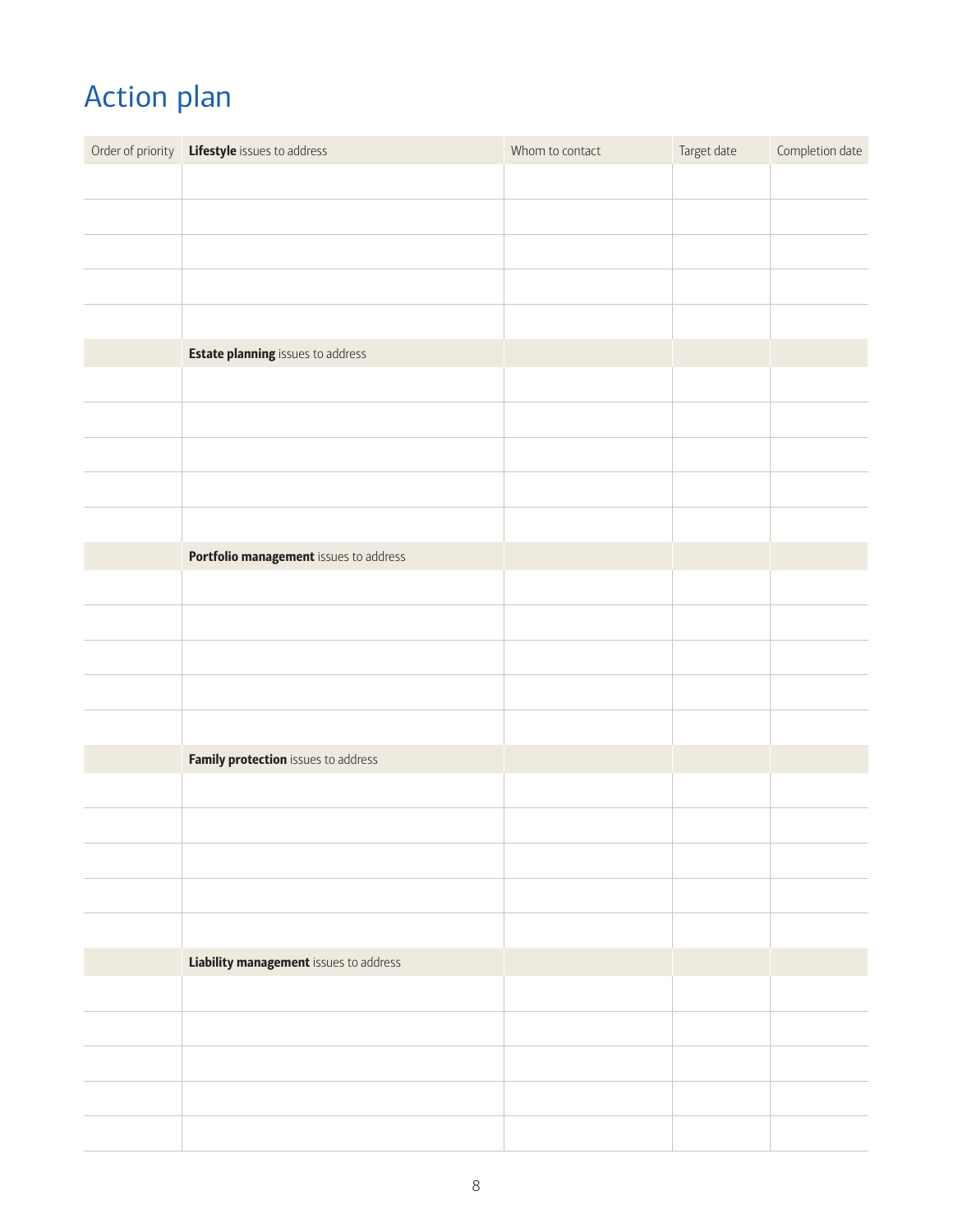# Action plan

| Order of priority | **Lifestyle** issues to address | Whom to contact | Target date | Completion date |
|---|---|---|---|---|
| | | | | |
| | | | | |
| | | | | |
| | | | | |
| | | | | |
| | **Estate planning** issues to address | | | |
| | | | | |
| | | | | |
| | | | | |
| | | | | |
| | | | | |
| | **Portfolio management** issues to address | | | |
| | | | | |
| | | | | |
| | | | | |
| | | | | |
| | | | | |
| | **Family protection** issues to address | | | |
| | | | | |
| | | | | |
| | | | | |
| | | | | |
| | | | | |
| | **Liability management** issues to address | | | |
| | | | | |
| | | | | |
| | | | | |
| | | | | |
| | | | | |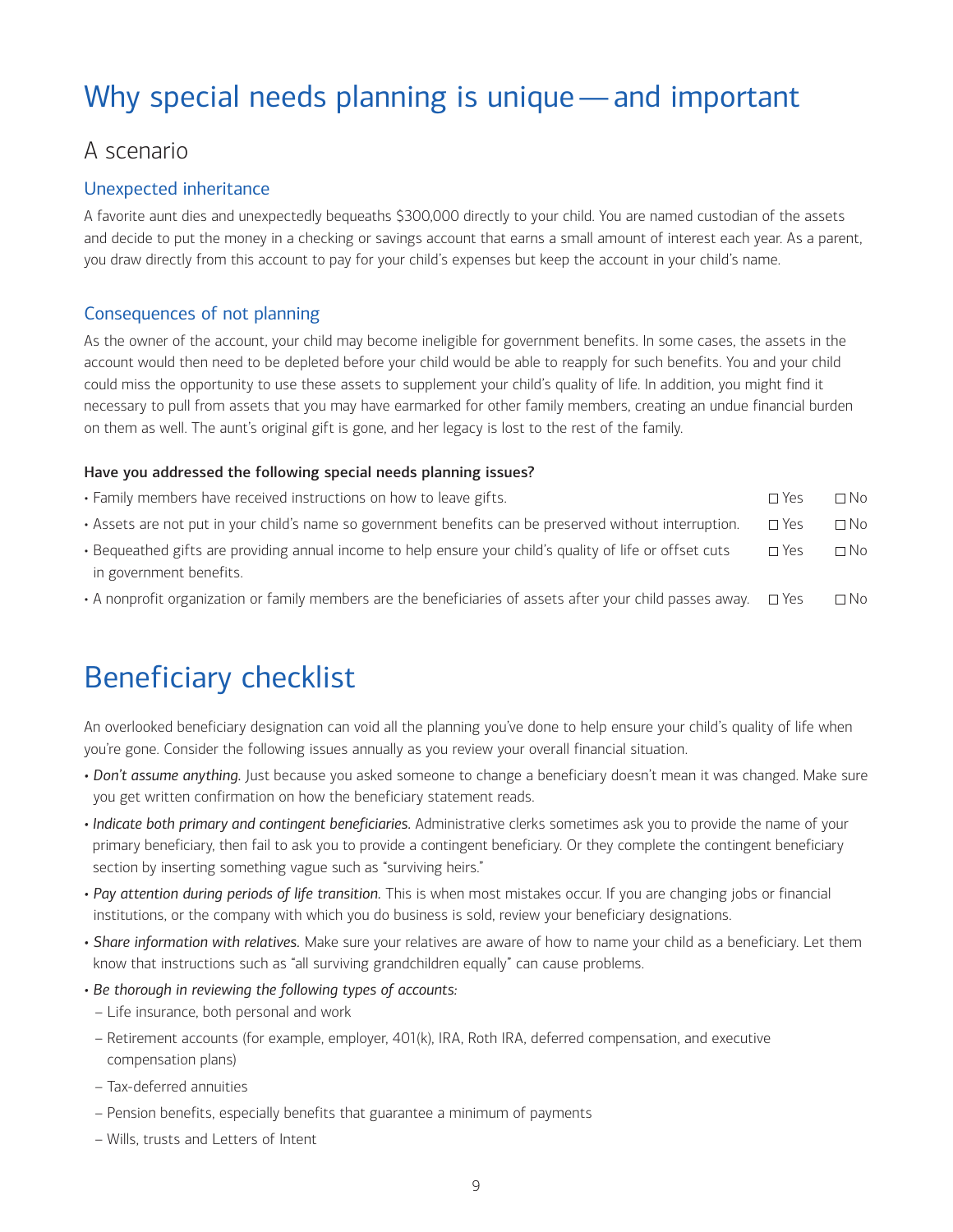# Why special needs planning is unique — and important

## A scenario

### Unexpected inheritance

A favorite aunt dies and unexpectedly bequeaths $300,000 directly to your child. You are named custodian of the assets and decide to put the money in a checking or savings account that earns a small amount of interest each year. As a parent, you draw directly from this account to pay for your child's expenses but keep the account in your child's name.

### Consequences of not planning

As the owner of the account, your child may become ineligible for government benefits. In some cases, the assets in the account would then need to be depleted before your child would be able to reapply for such benefits. You and your child could miss the opportunity to use these assets to supplement your child's quality of life. In addition, you might find it necessary to pull from assets that you may have earmarked for other family members, creating an undue financial burden on them as well. The aunt's original gift is gone, and her legacy is lost to the rest of the family.

**Have you addressed the following special needs planning issues?**

- Family members have received instructions on how to leave gifts. ☐ Yes ☐ No
- Assets are not put in your child's name so government benefits can be preserved without interruption. ☐ Yes ☐ No
- Bequeathed gifts are providing annual income to help ensure your child's quality of life or offset cuts in government benefits. ☐ Yes ☐ No
- A nonprofit organization or family members are the beneficiaries of assets after your child passes away. ☐ Yes ☐ No

# Beneficiary checklist

An overlooked beneficiary designation can void all the planning you've done to help ensure your child's quality of life when you're gone. Consider the following issues annually as you review your overall financial situation.

- *Don't assume anything.* Just because you asked someone to change a beneficiary doesn't mean it was changed. Make sure you get written confirmation on how the beneficiary statement reads.
- *Indicate both primary and contingent beneficiaries.* Administrative clerks sometimes ask you to provide the name of your primary beneficiary, then fail to ask you to provide a contingent beneficiary. Or they complete the contingent beneficiary section by inserting something vague such as "surviving heirs."
- *Pay attention during periods of life transition.* This is when most mistakes occur. If you are changing jobs or financial institutions, or the company with which you do business is sold, review your beneficiary designations.
- *Share information with relatives.* Make sure your relatives are aware of how to name your child as a beneficiary. Let them know that instructions such as "all surviving grandchildren equally" can cause problems.
- *Be thorough in reviewing the following types of accounts:*
  - Life insurance, both personal and work
  - Retirement accounts (for example, employer, 401(k), IRA, Roth IRA, deferred compensation, and executive compensation plans)
  - Tax-deferred annuities
  - Pension benefits, especially benefits that guarantee a minimum of payments
  - Wills, trusts and Letters of Intent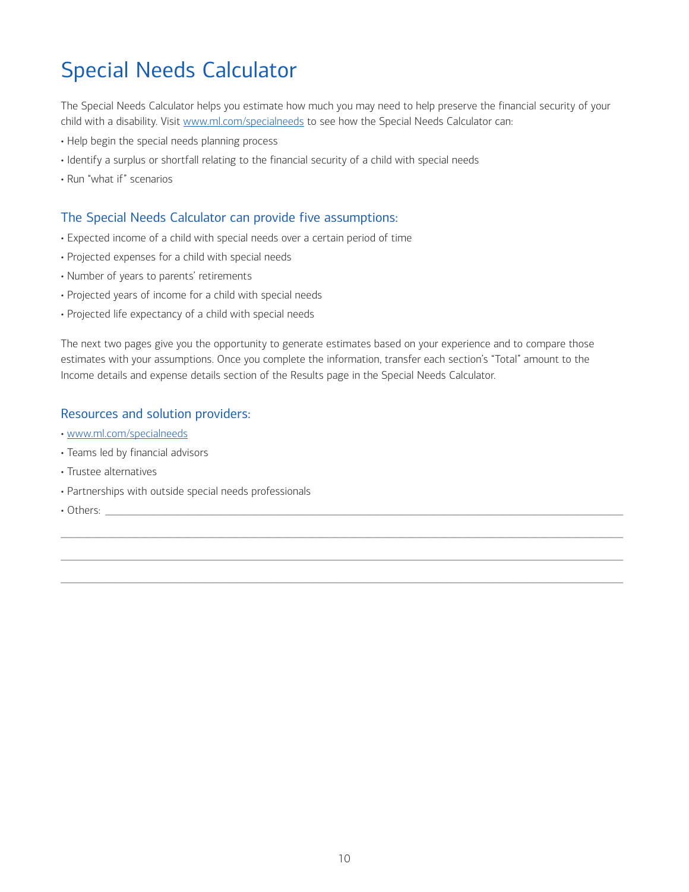# Special Needs Calculator

The Special Needs Calculator helps you estimate how much you may need to help preserve the financial security of your child with a disability. Visit www.ml.com/specialneeds to see how the Special Needs Calculator can:

- Help begin the special needs planning process
- Identify a surplus or shortfall relating to the financial security of a child with special needs
- Run "what if" scenarios

## The Special Needs Calculator can provide five assumptions:

- Expected income of a child with special needs over a certain period of time
- Projected expenses for a child with special needs
- Number of years to parents' retirements
- Projected years of income for a child with special needs
- Projected life expectancy of a child with special needs

The next two pages give you the opportunity to generate estimates based on your experience and to compare those estimates with your assumptions. Once you complete the information, transfer each section's "Total" amount to the Income details and expense details section of the Results page in the Special Needs Calculator.

## Resources and solution providers:

- www.ml.com/specialneeds
- Teams led by financial advisors
- Trustee alternatives
- Partnerships with outside special needs professionals
- Others: ______________________________________________________________

______________________________________________________________________

______________________________________________________________________

______________________________________________________________________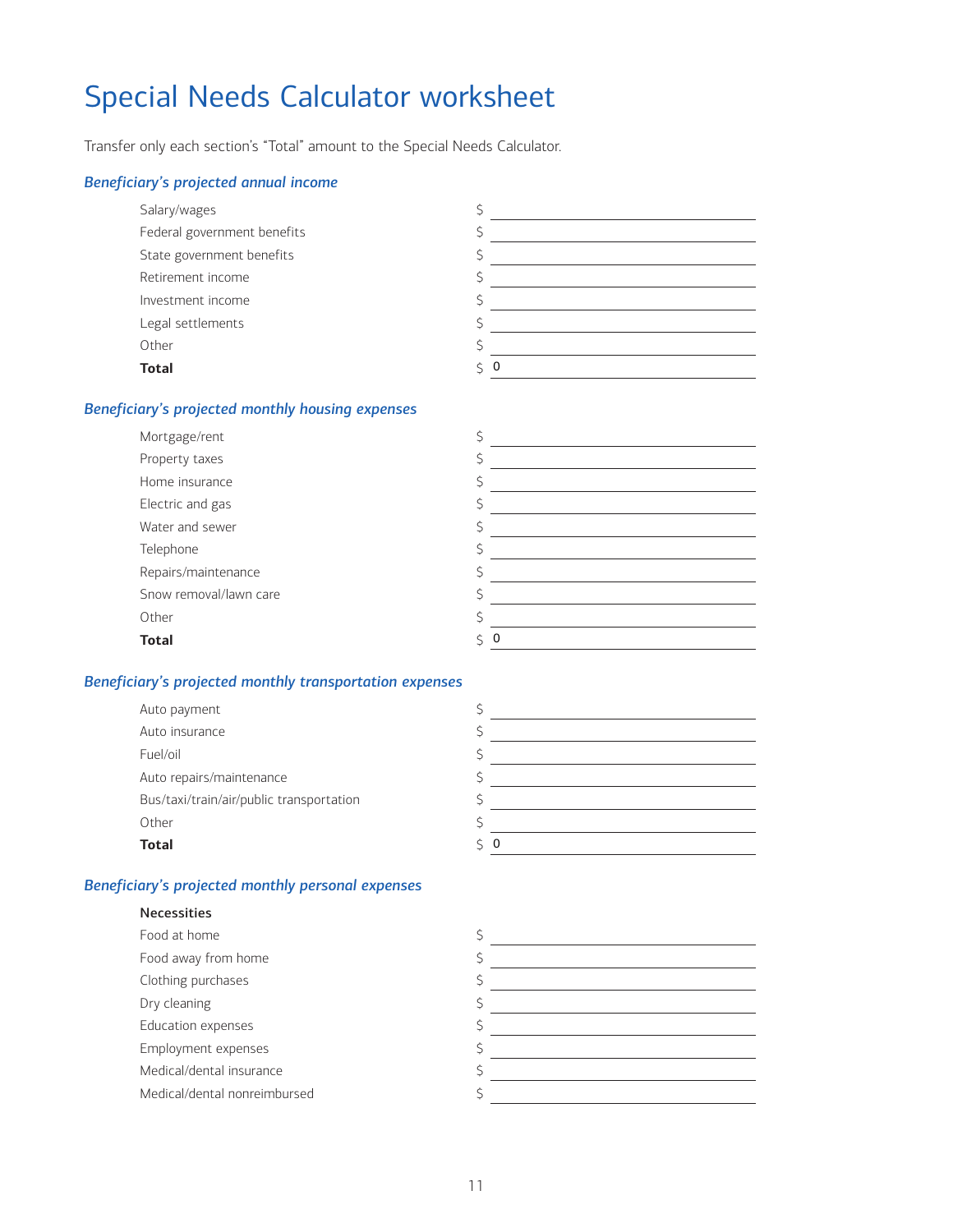# Special Needs Calculator worksheet

Transfer only each section's "Total" amount to the Special Needs Calculator.

### *Beneficiary's projected annual income*

| | |
|---|---|
| Salary/wages | $ |
| Federal government benefits | $ |
| State government benefits | $ |
| Retirement income | $ |
| Investment income | $ |
| Legal settlements | $ |
| Other | $ |
| **Total** | $ 0 |

### *Beneficiary's projected monthly housing expenses*

| | |
|---|---|
| Mortgage/rent | $ |
| Property taxes | $ |
| Home insurance | $ |
| Electric and gas | $ |
| Water and sewer | $ |
| Telephone | $ |
| Repairs/maintenance | $ |
| Snow removal/lawn care | $ |
| Other | $ |
| **Total** | $ 0 |

### *Beneficiary's projected monthly transportation expenses*

| | |
|---|---|
| Auto payment | $ |
| Auto insurance | $ |
| Fuel/oil | $ |
| Auto repairs/maintenance | $ |
| Bus/taxi/train/air/public transportation | $ |
| Other | $ |
| **Total** | $ 0 |

### *Beneficiary's projected monthly personal expenses*

**Necessities**

| | |
|---|---|
| Food at home | $ |
| Food away from home | $ |
| Clothing purchases | $ |
| Dry cleaning | $ |
| Education expenses | $ |
| Employment expenses | $ |
| Medical/dental insurance | $ |
| Medical/dental nonreimbursed | $ |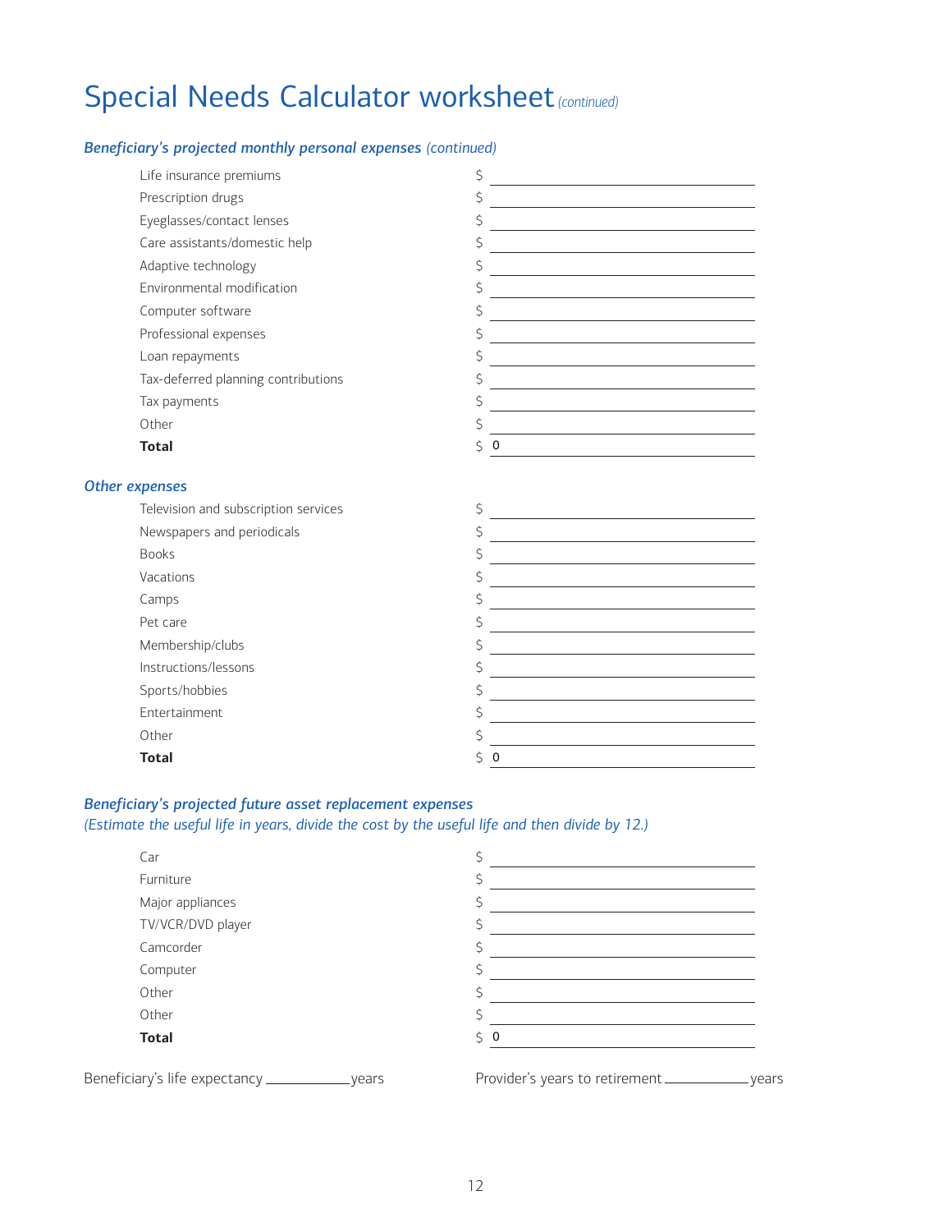# Special Needs Calculator worksheet *(continued)*

### *Beneficiary's projected monthly personal expenses (continued)*

| | |
|---|---|
| Life insurance premiums | $ |
| Prescription drugs | $ |
| Eyeglasses/contact lenses | $ |
| Care assistants/domestic help | $ |
| Adaptive technology | $ |
| Environmental modification | $ |
| Computer software | $ |
| Professional expenses | $ |
| Loan repayments | $ |
| Tax-deferred planning contributions | $ |
| Tax payments | $ |
| Other | $ |
| **Total** | $ 0 |

### *Other expenses*

| | |
|---|---|
| Television and subscription services | $ |
| Newspapers and periodicals | $ |
| Books | $ |
| Vacations | $ |
| Camps | $ |
| Pet care | $ |
| Membership/clubs | $ |
| Instructions/lessons | $ |
| Sports/hobbies | $ |
| Entertainment | $ |
| Other | $ |
| **Total** | $ 0 |

### *Beneficiary's projected future asset replacement expenses*
*(Estimate the useful life in years, divide the cost by the useful life and then divide by 12.)*

| | |
|---|---|
| Car | $ |
| Furniture | $ |
| Major appliances | $ |
| TV/VCR/DVD player | $ |
| Camcorder | $ |
| Computer | $ |
| Other | $ |
| Other | $ |
| **Total** | $ 0 |

Beneficiary's life expectancy ___________ years

Provider's years to retirement ___________ years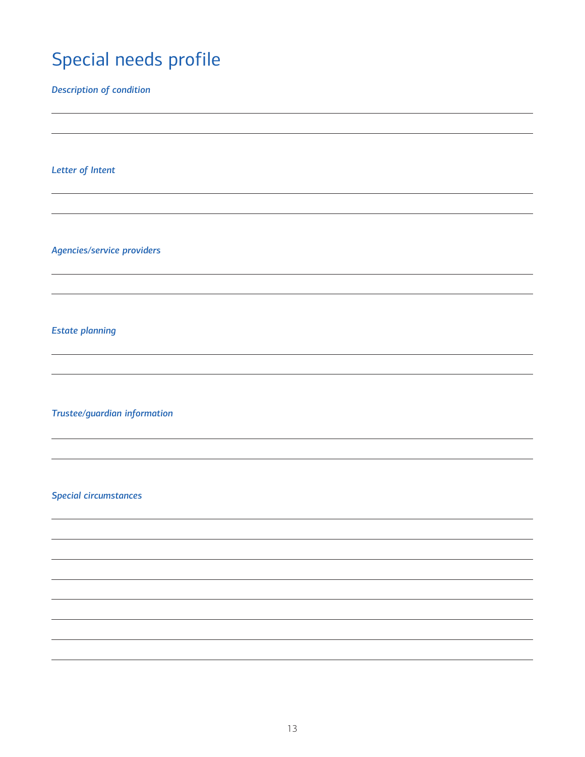# Special needs profile

*Description of condition*

_______________________________________________

_______________________________________________

*Letter of Intent*

_______________________________________________

_______________________________________________

*Agencies/service providers*

_______________________________________________

_______________________________________________

*Estate planning*

_______________________________________________

_______________________________________________

*Trustee/guardian information*

_______________________________________________

_______________________________________________

*Special circumstances*

_______________________________________________

_______________________________________________

_______________________________________________

_______________________________________________

_______________________________________________

_______________________________________________

_______________________________________________

_______________________________________________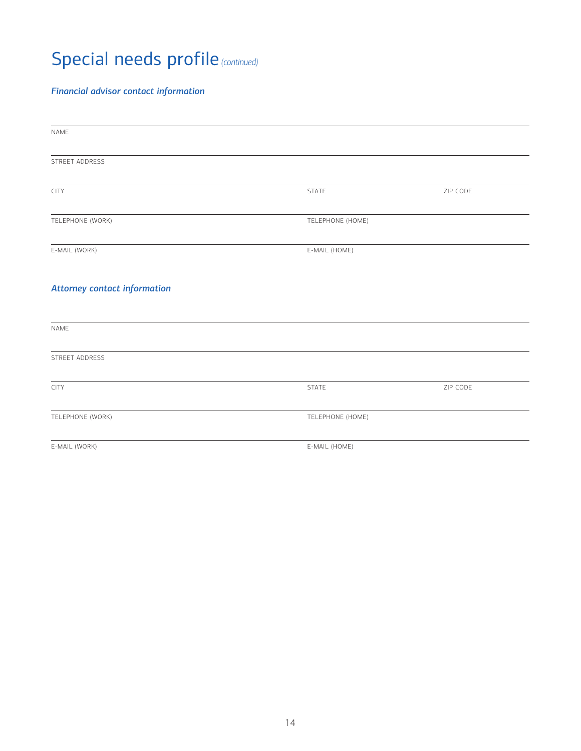# Special needs profile *(continued)*

### *Financial advisor contact information*

NAME

STREET ADDRESS

| CITY | STATE | ZIP CODE |
|---|---|---|

| TELEPHONE (WORK) | TELEPHONE (HOME) |
|---|---|

| E-MAIL (WORK) | E-MAIL (HOME) |
|---|---|

### *Attorney contact information*

NAME

STREET ADDRESS

| CITY | STATE | ZIP CODE |
|---|---|---|

| TELEPHONE (WORK) | TELEPHONE (HOME) |
|---|---|

| E-MAIL (WORK) | E-MAIL (HOME) |
|---|---|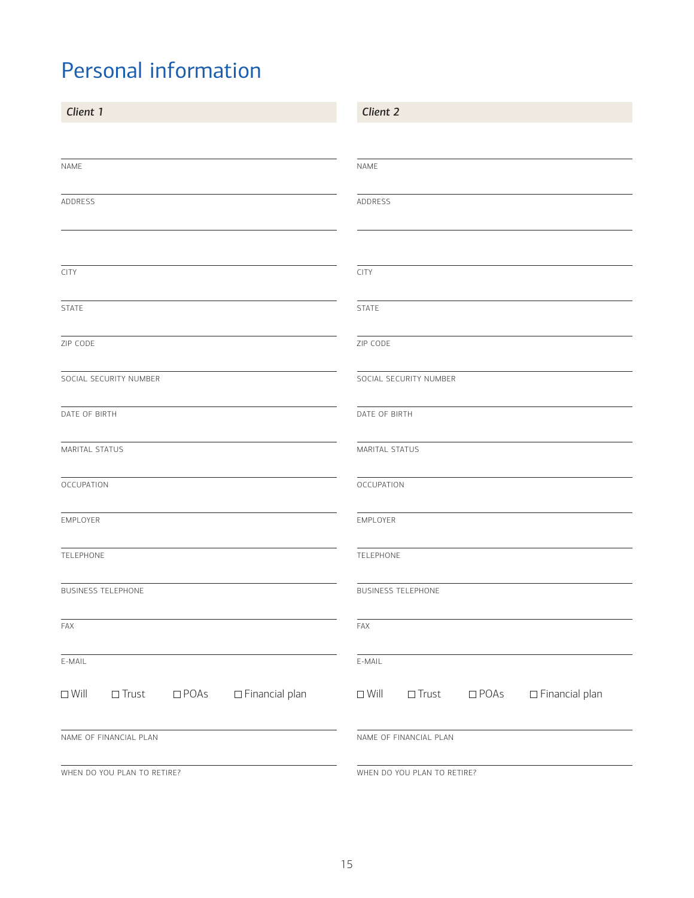# Personal information

| *Client 1* | *Client 2* |
|---|---|
| NAME | NAME |
| ADDRESS | ADDRESS |
| CITY | CITY |
| STATE | STATE |
| ZIP CODE | ZIP CODE |
| SOCIAL SECURITY NUMBER | SOCIAL SECURITY NUMBER |
| DATE OF BIRTH | DATE OF BIRTH |
| MARITAL STATUS | MARITAL STATUS |
| OCCUPATION | OCCUPATION |
| EMPLOYER | EMPLOYER |
| TELEPHONE | TELEPHONE |
| BUSINESS TELEPHONE | BUSINESS TELEPHONE |
| FAX | FAX |
| E-MAIL | E-MAIL |
| ☐ Will ☐ Trust ☐ POAs ☐ Financial plan | ☐ Will ☐ Trust ☐ POAs ☐ Financial plan |
| NAME OF FINANCIAL PLAN | NAME OF FINANCIAL PLAN |
| WHEN DO YOU PLAN TO RETIRE? | WHEN DO YOU PLAN TO RETIRE? |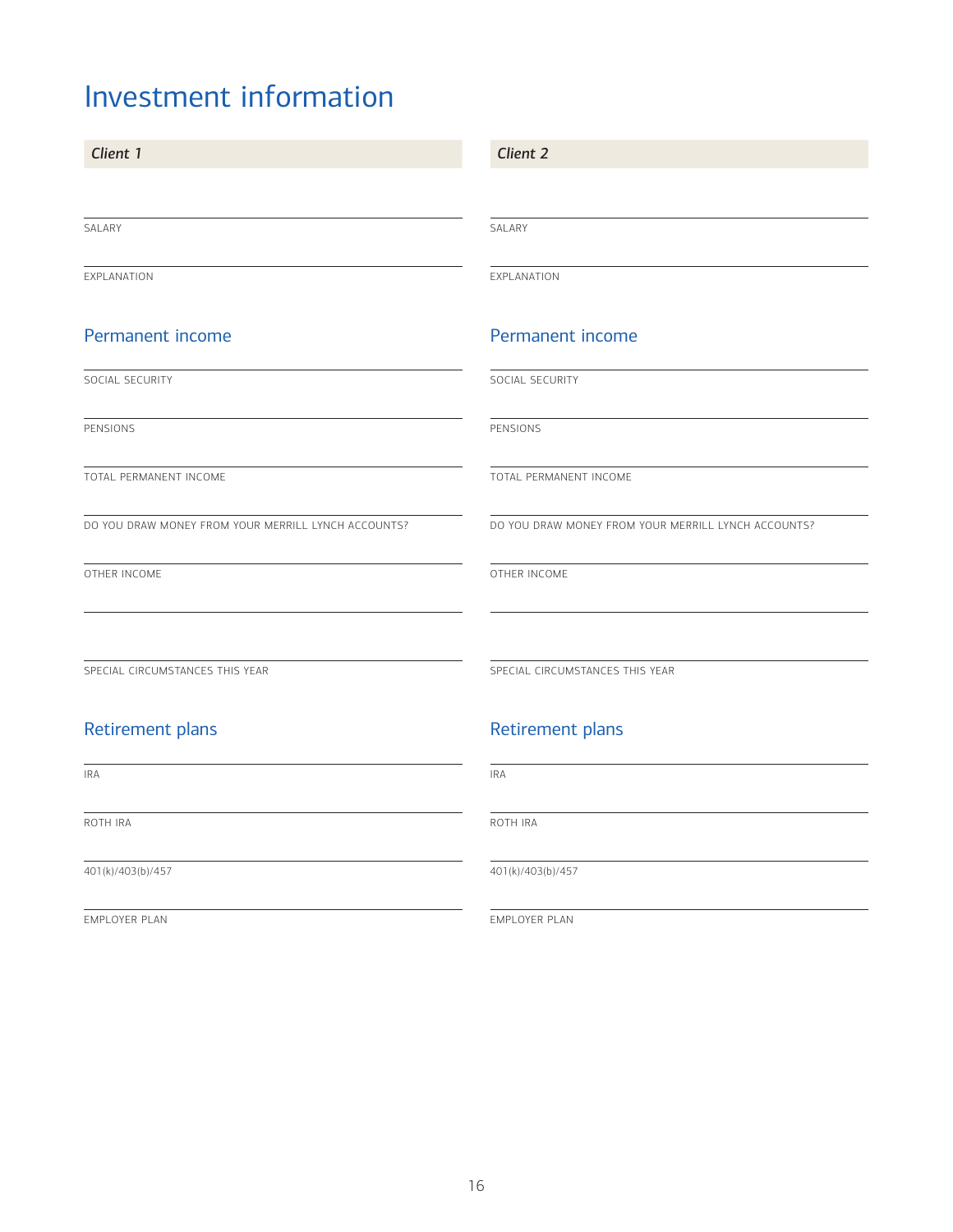# Investment information

### *Client 1*

SALARY

EXPLANATION

## Permanent income

SOCIAL SECURITY

PENSIONS

TOTAL PERMANENT INCOME

DO YOU DRAW MONEY FROM YOUR MERRILL LYNCH ACCOUNTS?

OTHER INCOME

SPECIAL CIRCUMSTANCES THIS YEAR

## Retirement plans

IRA

ROTH IRA

401(k)/403(b)/457

EMPLOYER PLAN

### *Client 2*

SALARY

EXPLANATION

## Permanent income

SOCIAL SECURITY

PENSIONS

TOTAL PERMANENT INCOME

DO YOU DRAW MONEY FROM YOUR MERRILL LYNCH ACCOUNTS?

OTHER INCOME

SPECIAL CIRCUMSTANCES THIS YEAR

## Retirement plans

IRA

ROTH IRA

401(k)/403(b)/457

EMPLOYER PLAN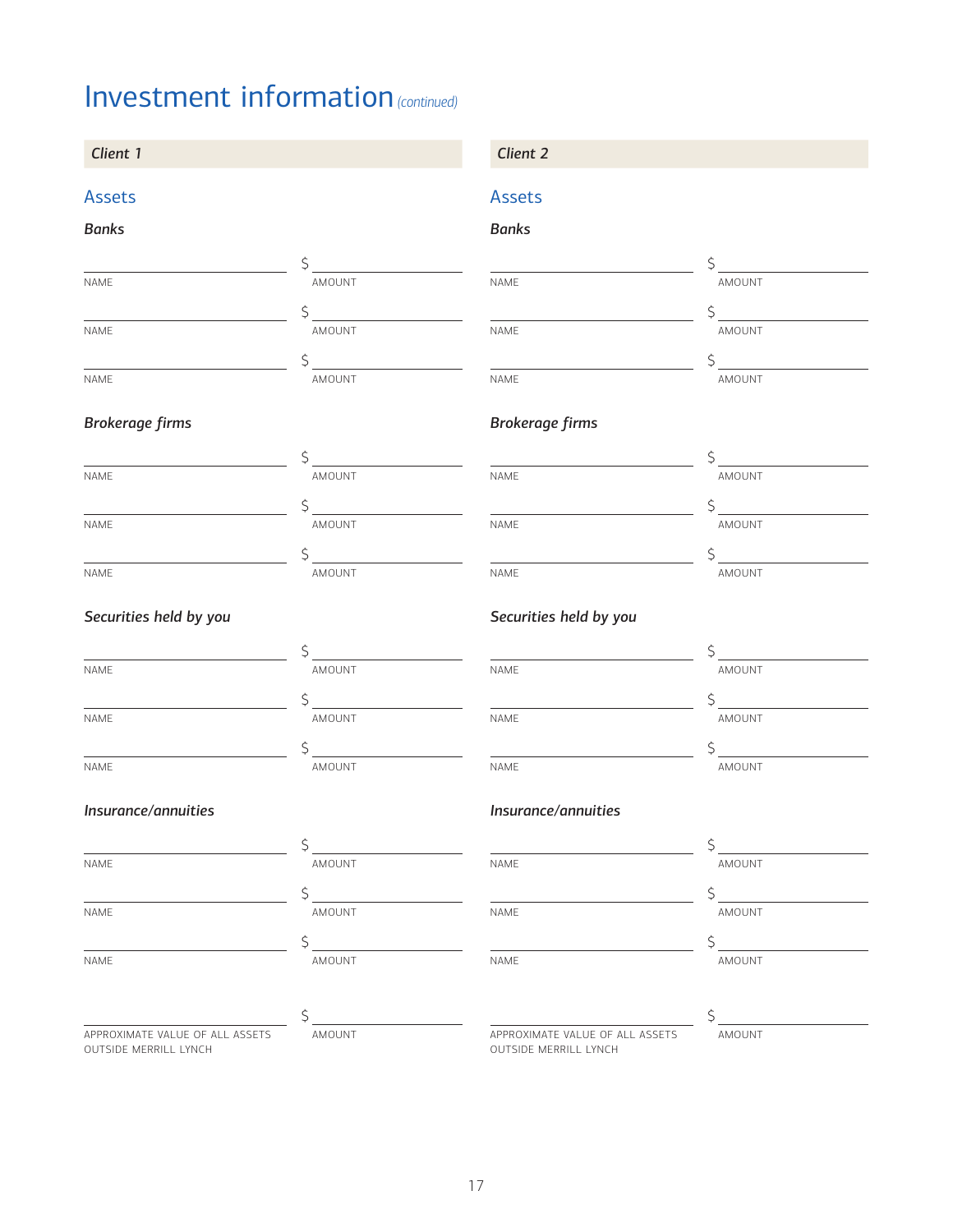# Investment information *(continued)*

## *Client 1*

### Assets

**_Banks_**

| NAME | AMOUNT |
|---|---|
| | $ |
| | $ |
| | $ |

**_Brokerage firms_**

| NAME | AMOUNT |
|---|---|
| | $ |
| | $ |
| | $ |

**_Securities held by you_**

| NAME | AMOUNT |
|---|---|
| | $ |
| | $ |
| | $ |

**_Insurance/annuities_**

| NAME | AMOUNT |
|---|---|
| | $ |
| | $ |
| | $ |

| APPROXIMATE VALUE OF ALL ASSETS OUTSIDE MERRILL LYNCH | AMOUNT |
|---|---|
| | $ |

## *Client 2*

### Assets

**_Banks_**

| NAME | AMOUNT |
|---|---|
| | $ |
| | $ |
| | $ |

**_Brokerage firms_**

| NAME | AMOUNT |
|---|---|
| | $ |
| | $ |
| | $ |

**_Securities held by you_**

| NAME | AMOUNT |
|---|---|
| | $ |
| | $ |
| | $ |

**_Insurance/annuities_**

| NAME | AMOUNT |
|---|---|
| | $ |
| | $ |
| | $ |

| APPROXIMATE VALUE OF ALL ASSETS OUTSIDE MERRILL LYNCH | AMOUNT |
|---|---|
| | $ |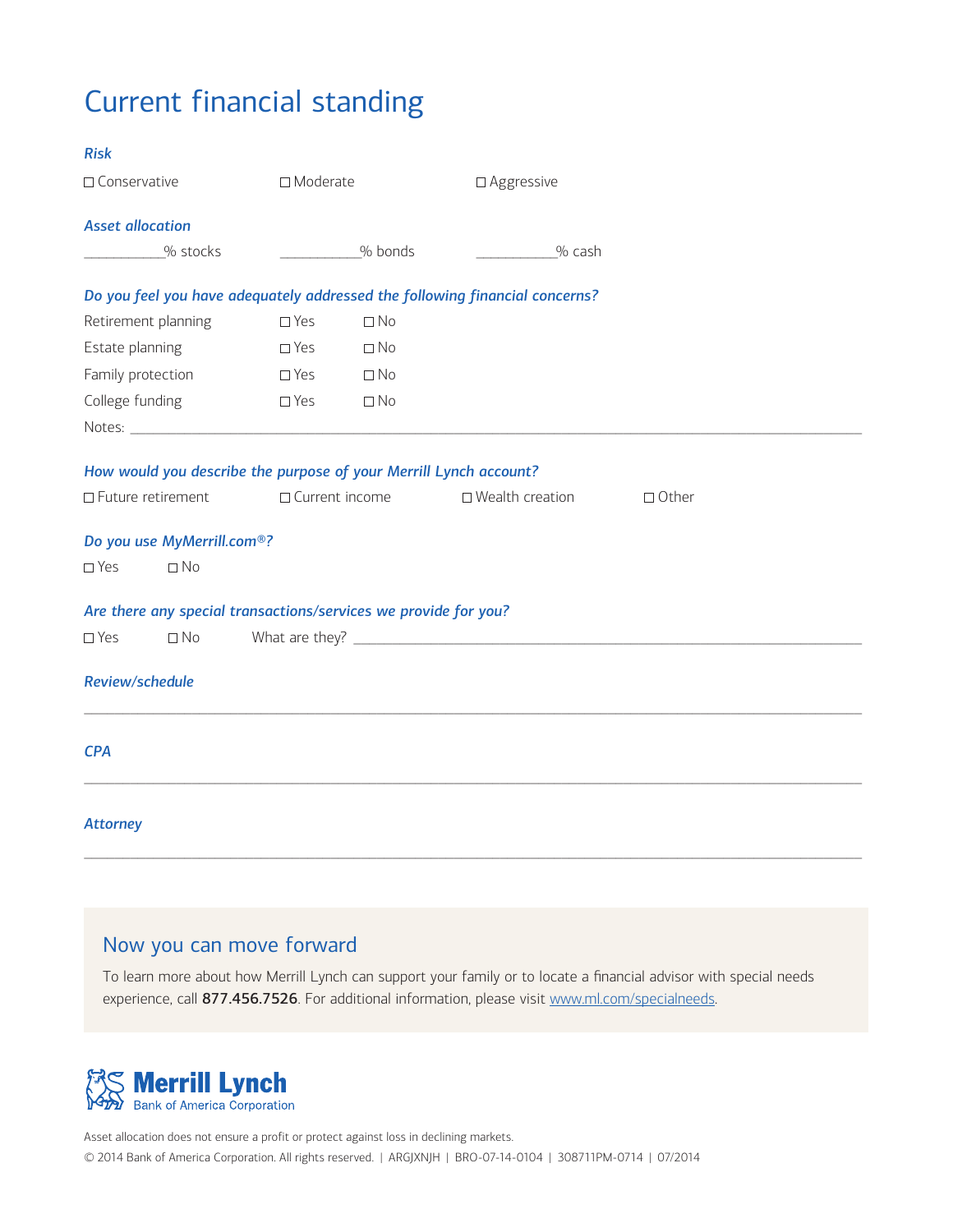# Current financial standing

***Risk***

☐ Conservative ☐ Moderate ☐ Aggressive

***Asset allocation***

__________% stocks __________% bonds __________% cash

***Do you feel you have adequately addressed the following financial concerns?***

| | | |
|---|---|---|
| Retirement planning | ☐ Yes | ☐ No |
| Estate planning | ☐ Yes | ☐ No |
| Family protection | ☐ Yes | ☐ No |
| College funding | ☐ Yes | ☐ No |

Notes: ______________________________________________________________________________

***How would you describe the purpose of your Merrill Lynch account?***

☐ Future retirement ☐ Current income ☐ Wealth creation ☐ Other

***Do you use MyMerrill.com®?***

☐ Yes ☐ No

***Are there any special transactions/services we provide for you?***

☐ Yes ☐ No What are they? ______________________________________________________

***Review/schedule***

______________________________________________________________________________

***CPA***

______________________________________________________________________________

***Attorney***

______________________________________________________________________________

## Now you can move forward

To learn more about how Merrill Lynch can support your family or to locate a financial advisor with special needs experience, call **877.456.7526**. For additional information, please visit [www.ml.com/specialneeds](http://www.ml.com/specialneeds).

**Merrill Lynch**
Bank of America Corporation

Asset allocation does not ensure a profit or protect against loss in declining markets.

© 2014 Bank of America Corporation. All rights reserved. | ARGJXNJH | BRO-07-14-0104 | 308711PM-0714 | 07/2014